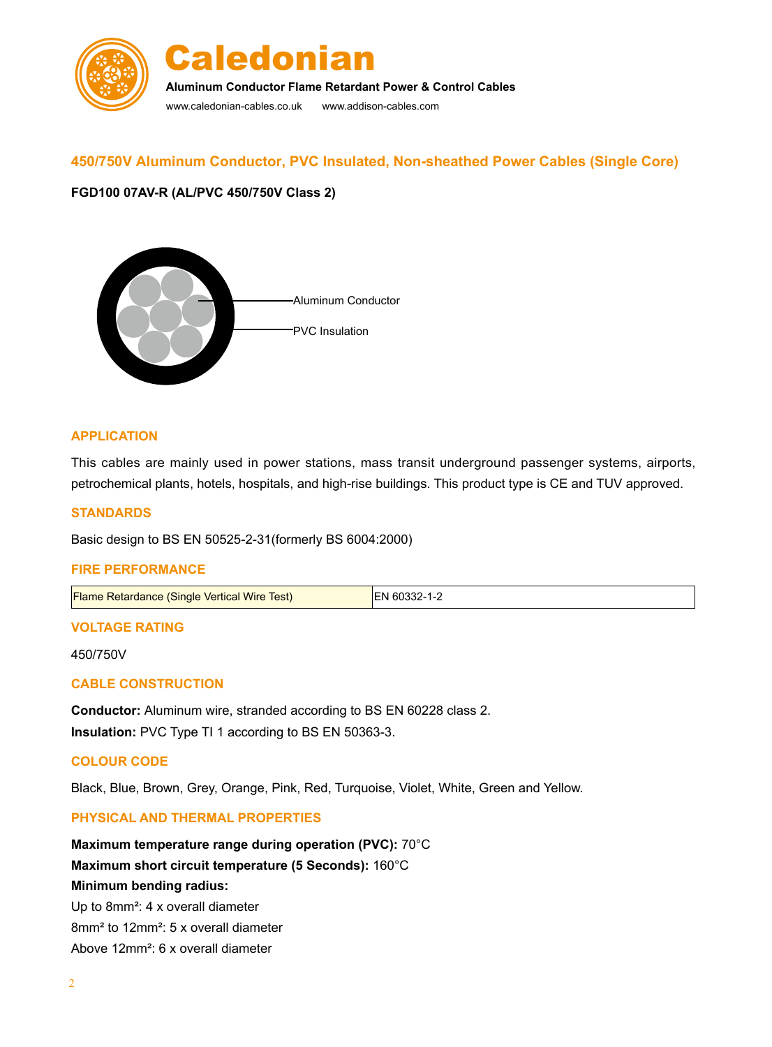# Caledonian

**Aluminum Conductor Flame Retardant Power & Control Cables**

www.caledonian-cables.co.uk www.addison-cables.com

## 450/750V Aluminum Conductor, PVC Insulated, Non-sheathed Power Cables (Single Core)

**FGD100 07AV-R (AL/PVC 450/750V Class 2)**

Aluminum Conductor

PVC Insulation

### APPLICATION

This cables are mainly used in power stations, mass transit underground passenger systems, airports, petrochemical plants, hotels, hospitals, and high-rise buildings. This product type is CE and TUV approved.

### STANDARDS

Basic design to BS EN 50525-2-31(formerly BS 6004:2000)

### FIRE PERFORMANCE

| Flame Retardance (Single Vertical Wire Test) | EN 60332-1-2 |
| --- | --- |

### VOLTAGE RATING

450/750V

### CABLE CONSTRUCTION

**Conductor:** Aluminum wire, stranded according to BS EN 60228 class 2.

**Insulation:** PVC Type TI 1 according to BS EN 50363-3.

### COLOUR CODE

Black, Blue, Brown, Grey, Orange, Pink, Red, Turquoise, Violet, White, Green and Yellow.

### PHYSICAL AND THERMAL PROPERTIES

**Maximum temperature range during operation (PVC):** 70°C

**Maximum short circuit temperature (5 Seconds):** 160°C

**Minimum bending radius:**

Up to 8mm²: 4 x overall diameter

8mm² to 12mm²: 5 x overall diameter

Above 12mm²: 6 x overall diameter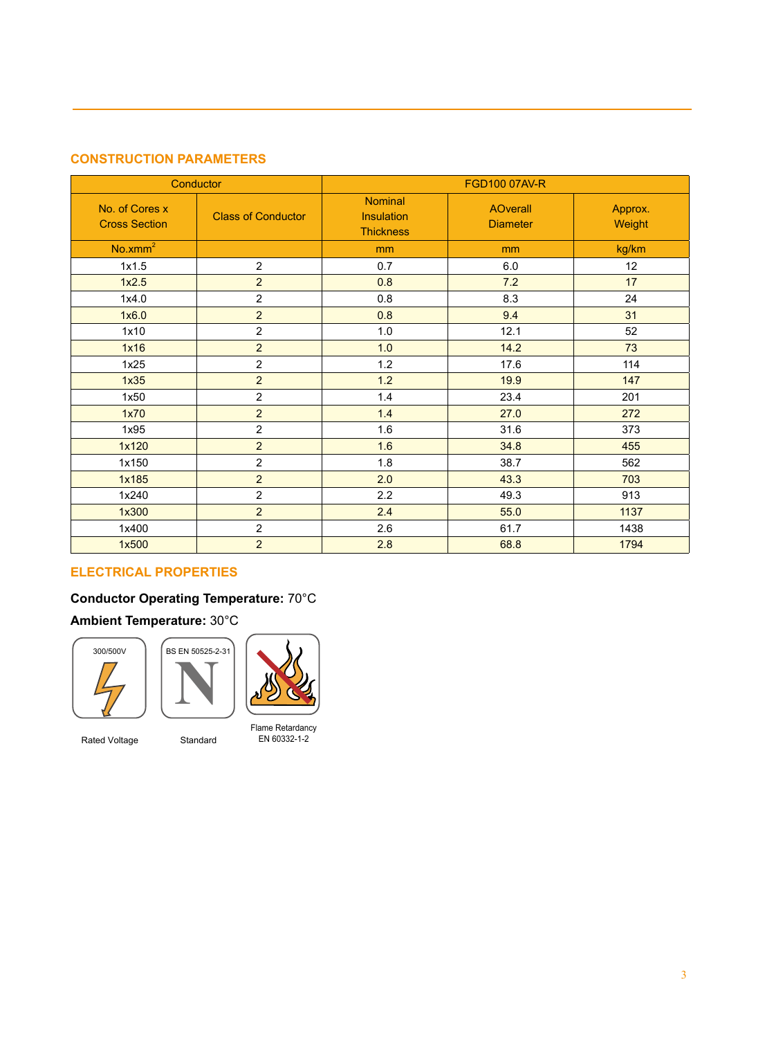## CONSTRUCTION PARAMETERS

| Conductor | | FGD100 07AV-R | | |
|---|---|---|---|---|
| No. of Cores x Cross Section | Class of Conductor | Nominal Insulation Thickness | AOverall Diameter | Approx. Weight |
| No.xmm$^2$ | | mm | mm | kg/km |
| 1x1.5 | 2 | 0.7 | 6.0 | 12 |
| 1x2.5 | 2 | 0.8 | 7.2 | 17 |
| 1x4.0 | 2 | 0.8 | 8.3 | 24 |
| 1x6.0 | 2 | 0.8 | 9.4 | 31 |
| 1x10 | 2 | 1.0 | 12.1 | 52 |
| 1x16 | 2 | 1.0 | 14.2 | 73 |
| 1x25 | 2 | 1.2 | 17.6 | 114 |
| 1x35 | 2 | 1.2 | 19.9 | 147 |
| 1x50 | 2 | 1.4 | 23.4 | 201 |
| 1x70 | 2 | 1.4 | 27.0 | 272 |
| 1x95 | 2 | 1.6 | 31.6 | 373 |
| 1x120 | 2 | 1.6 | 34.8 | 455 |
| 1x150 | 2 | 1.8 | 38.7 | 562 |
| 1x185 | 2 | 2.0 | 43.3 | 703 |
| 1x240 | 2 | 2.2 | 49.3 | 913 |
| 1x300 | 2 | 2.4 | 55.0 | 1137 |
| 1x400 | 2 | 2.6 | 61.7 | 1438 |
| 1x500 | 2 | 2.8 | 68.8 | 1794 |

## ELECTRICAL PROPERTIES

**Conductor Operating Temperature:** 70°C

**Ambient Temperature:** 30°C

300/500V

Rated Voltage

BS EN 50525-2-31

Standard

Flame Retardancy
EN 60332-1-2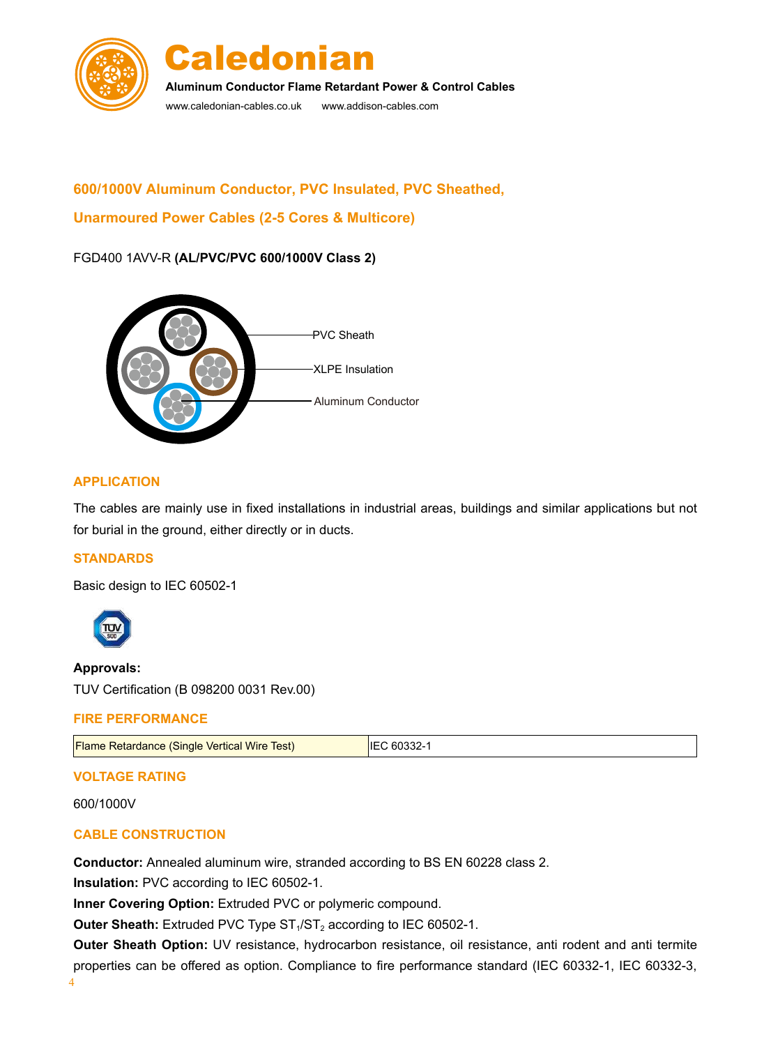## 600/1000V Aluminum Conductor, PVC Insulated, PVC Sheathed,

## Unarmoured Power Cables (2-5 Cores & Multicore)

FGD400 1AVV-R **(AL/PVC/PVC 600/1000V Class 2)**

PVC Sheath

XLPE Insulation

Aluminum Conductor

### APPLICATION

The cables are mainly use in fixed installations in industrial areas, buildings and similar applications but not for burial in the ground, either directly or in ducts.

### STANDARDS

Basic design to IEC 60502-1

**Approvals:**

TUV Certification (B 098200 0031 Rev.00)

### FIRE PERFORMANCE

| Flame Retardance (Single Vertical Wire Test) | IEC 60332-1 |
|---|---|

### VOLTAGE RATING

600/1000V

### CABLE CONSTRUCTION

**Conductor:** Annealed aluminum wire, stranded according to BS EN 60228 class 2.

**Insulation:** PVC according to IEC 60502-1.

**Inner Covering Option:** Extruded PVC or polymeric compound.

**Outer Sheath:** Extruded PVC Type $ST_1$/$ST_2$ according to IEC 60502-1.

**Outer Sheath Option:** UV resistance, hydrocarbon resistance, oil resistance, anti rodent and anti termite properties can be offered as option. Compliance to fire performance standard (IEC 60332-1, IEC 60332-3,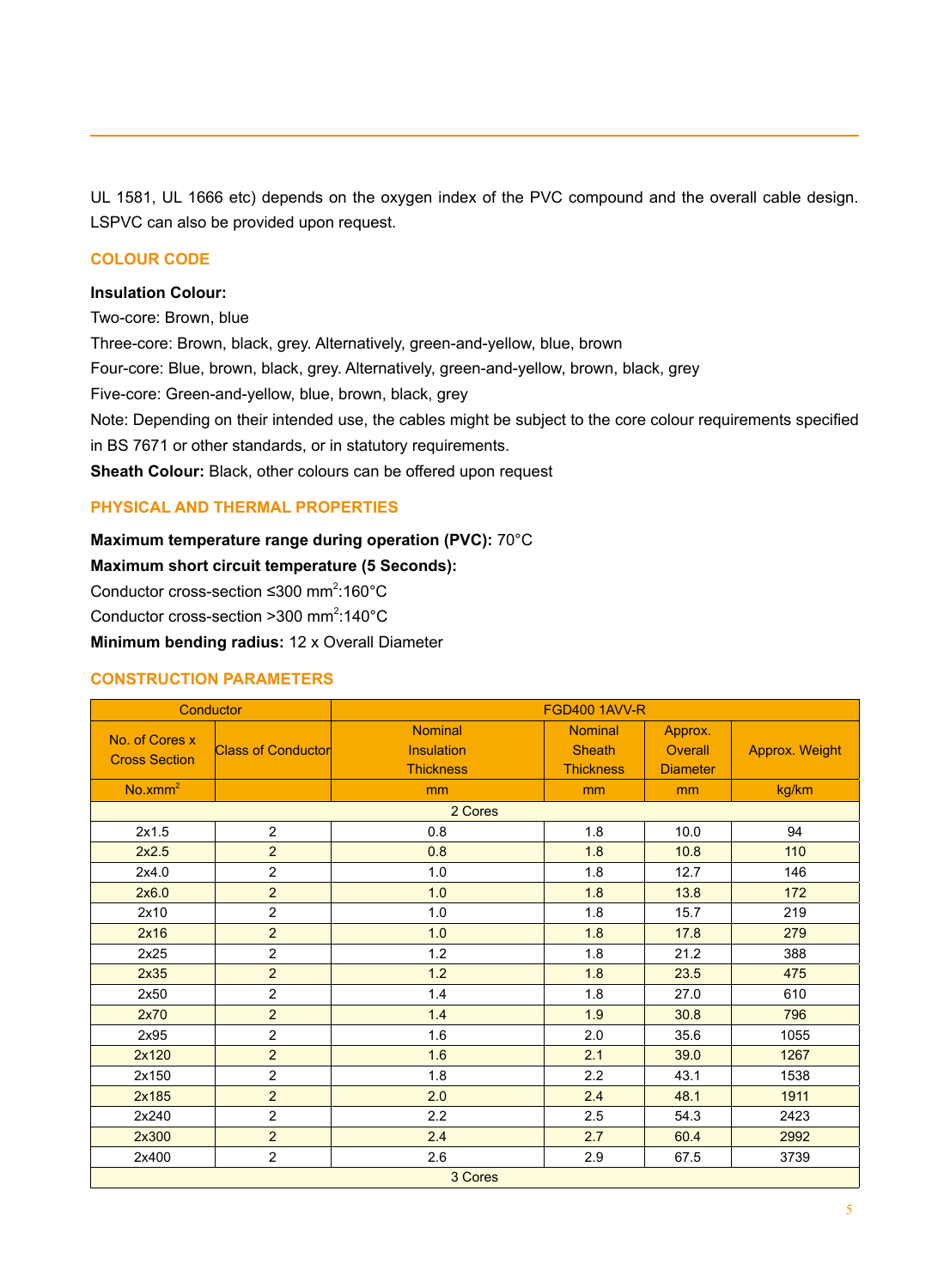UL 1581, UL 1666 etc) depends on the oxygen index of the PVC compound and the overall cable design. LSPVC can also be provided upon request.

## COLOUR CODE

**Insulation Colour:**

Two-core: Brown, blue

Three-core: Brown, black, grey. Alternatively, green-and-yellow, blue, brown

Four-core: Blue, brown, black, grey. Alternatively, green-and-yellow, brown, black, grey

Five-core: Green-and-yellow, blue, brown, black, grey

Note: Depending on their intended use, the cables might be subject to the core colour requirements specified in BS 7671 or other standards, or in statutory requirements.

**Sheath Colour:** Black, other colours can be offered upon request

## PHYSICAL AND THERMAL PROPERTIES

**Maximum temperature range during operation (PVC):** 70°C

**Maximum short circuit temperature (5 Seconds):**

Conductor cross-section ≤300 mm$^2$:160°C

Conductor cross-section >300 mm$^2$:140°C

**Minimum bending radius:** 12 x Overall Diameter

## CONSTRUCTION PARAMETERS

| Conductor | | FGD400 1AVV-R | | | |
|---|---|---|---|---|---|
| No. of Cores x Cross Section | Class of Conductor | Nominal Insulation Thickness | Nominal Sheath Thickness | Approx. Overall Diameter | Approx. Weight |
| No.xmm$^2$ | | mm | mm | mm | kg/km |
| 2 Cores | | | | | |
| 2x1.5 | 2 | 0.8 | 1.8 | 10.0 | 94 |
| 2x2.5 | 2 | 0.8 | 1.8 | 10.8 | 110 |
| 2x4.0 | 2 | 1.0 | 1.8 | 12.7 | 146 |
| 2x6.0 | 2 | 1.0 | 1.8 | 13.8 | 172 |
| 2x10 | 2 | 1.0 | 1.8 | 15.7 | 219 |
| 2x16 | 2 | 1.0 | 1.8 | 17.8 | 279 |
| 2x25 | 2 | 1.2 | 1.8 | 21.2 | 388 |
| 2x35 | 2 | 1.2 | 1.8 | 23.5 | 475 |
| 2x50 | 2 | 1.4 | 1.8 | 27.0 | 610 |
| 2x70 | 2 | 1.4 | 1.9 | 30.8 | 796 |
| 2x95 | 2 | 1.6 | 2.0 | 35.6 | 1055 |
| 2x120 | 2 | 1.6 | 2.1 | 39.0 | 1267 |
| 2x150 | 2 | 1.8 | 2.2 | 43.1 | 1538 |
| 2x185 | 2 | 2.0 | 2.4 | 48.1 | 1911 |
| 2x240 | 2 | 2.2 | 2.5 | 54.3 | 2423 |
| 2x300 | 2 | 2.4 | 2.7 | 60.4 | 2992 |
| 2x400 | 2 | 2.6 | 2.9 | 67.5 | 3739 |
| 3 Cores | | | | | |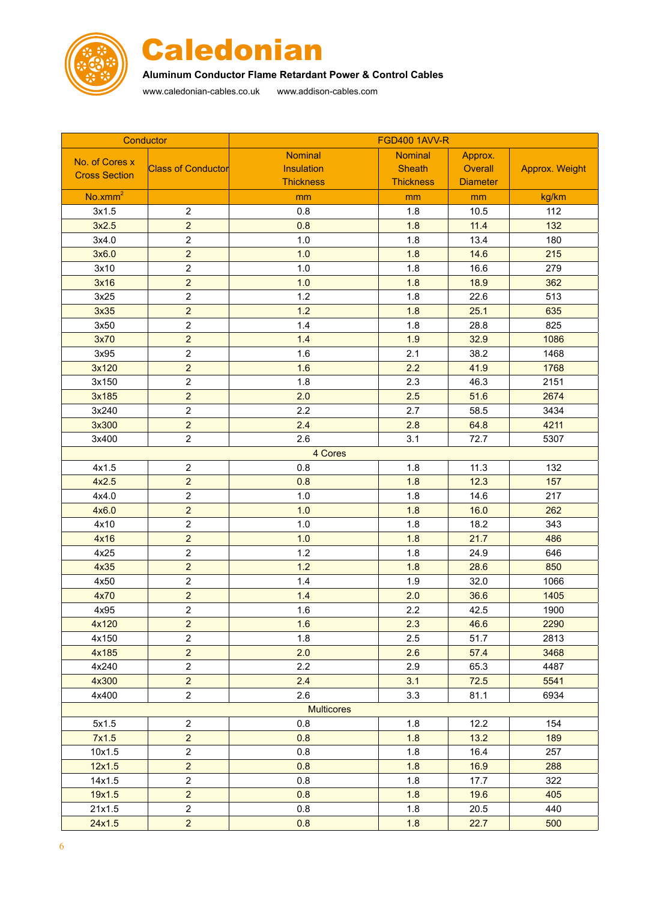# Caledonian

**Aluminum Conductor Flame Retardant Power & Control Cables**

www.caledonian-cables.co.uk www.addison-cables.com

| Conductor | | FGD400 1AVV-R | | | |
|---|---|---|---|---|---|
| No. of Cores x Cross Section | Class of Conductor | Nominal Insulation Thickness | Nominal Sheath Thickness | Approx. Overall Diameter | Approx. Weight |
| No.xmm$^2$ | | mm | mm | mm | kg/km |
| 3x1.5 | 2 | 0.8 | 1.8 | 10.5 | 112 |
| 3x2.5 | 2 | 0.8 | 1.8 | 11.4 | 132 |
| 3x4.0 | 2 | 1.0 | 1.8 | 13.4 | 180 |
| 3x6.0 | 2 | 1.0 | 1.8 | 14.6 | 215 |
| 3x10 | 2 | 1.0 | 1.8 | 16.6 | 279 |
| 3x16 | 2 | 1.0 | 1.8 | 18.9 | 362 |
| 3x25 | 2 | 1.2 | 1.8 | 22.6 | 513 |
| 3x35 | 2 | 1.2 | 1.8 | 25.1 | 635 |
| 3x50 | 2 | 1.4 | 1.8 | 28.8 | 825 |
| 3x70 | 2 | 1.4 | 1.9 | 32.9 | 1086 |
| 3x95 | 2 | 1.6 | 2.1 | 38.2 | 1468 |
| 3x120 | 2 | 1.6 | 2.2 | 41.9 | 1768 |
| 3x150 | 2 | 1.8 | 2.3 | 46.3 | 2151 |
| 3x185 | 2 | 2.0 | 2.5 | 51.6 | 2674 |
| 3x240 | 2 | 2.2 | 2.7 | 58.5 | 3434 |
| 3x300 | 2 | 2.4 | 2.8 | 64.8 | 4211 |
| 3x400 | 2 | 2.6 | 3.1 | 72.7 | 5307 |
| 4 Cores | | | | | |
| 4x1.5 | 2 | 0.8 | 1.8 | 11.3 | 132 |
| 4x2.5 | 2 | 0.8 | 1.8 | 12.3 | 157 |
| 4x4.0 | 2 | 1.0 | 1.8 | 14.6 | 217 |
| 4x6.0 | 2 | 1.0 | 1.8 | 16.0 | 262 |
| 4x10 | 2 | 1.0 | 1.8 | 18.2 | 343 |
| 4x16 | 2 | 1.0 | 1.8 | 21.7 | 486 |
| 4x25 | 2 | 1.2 | 1.8 | 24.9 | 646 |
| 4x35 | 2 | 1.2 | 1.8 | 28.6 | 850 |
| 4x50 | 2 | 1.4 | 1.9 | 32.0 | 1066 |
| 4x70 | 2 | 1.4 | 2.0 | 36.6 | 1405 |
| 4x95 | 2 | 1.6 | 2.2 | 42.5 | 1900 |
| 4x120 | 2 | 1.6 | 2.3 | 46.6 | 2290 |
| 4x150 | 2 | 1.8 | 2.5 | 51.7 | 2813 |
| 4x185 | 2 | 2.0 | 2.6 | 57.4 | 3468 |
| 4x240 | 2 | 2.2 | 2.9 | 65.3 | 4487 |
| 4x300 | 2 | 2.4 | 3.1 | 72.5 | 5541 |
| 4x400 | 2 | 2.6 | 3.3 | 81.1 | 6934 |
| Multicores | | | | | |
| 5x1.5 | 2 | 0.8 | 1.8 | 12.2 | 154 |
| 7x1.5 | 2 | 0.8 | 1.8 | 13.2 | 189 |
| 10x1.5 | 2 | 0.8 | 1.8 | 16.4 | 257 |
| 12x1.5 | 2 | 0.8 | 1.8 | 16.9 | 288 |
| 14x1.5 | 2 | 0.8 | 1.8 | 17.7 | 322 |
| 19x1.5 | 2 | 0.8 | 1.8 | 19.6 | 405 |
| 21x1.5 | 2 | 0.8 | 1.8 | 20.5 | 440 |
| 24x1.5 | 2 | 0.8 | 1.8 | 22.7 | 500 |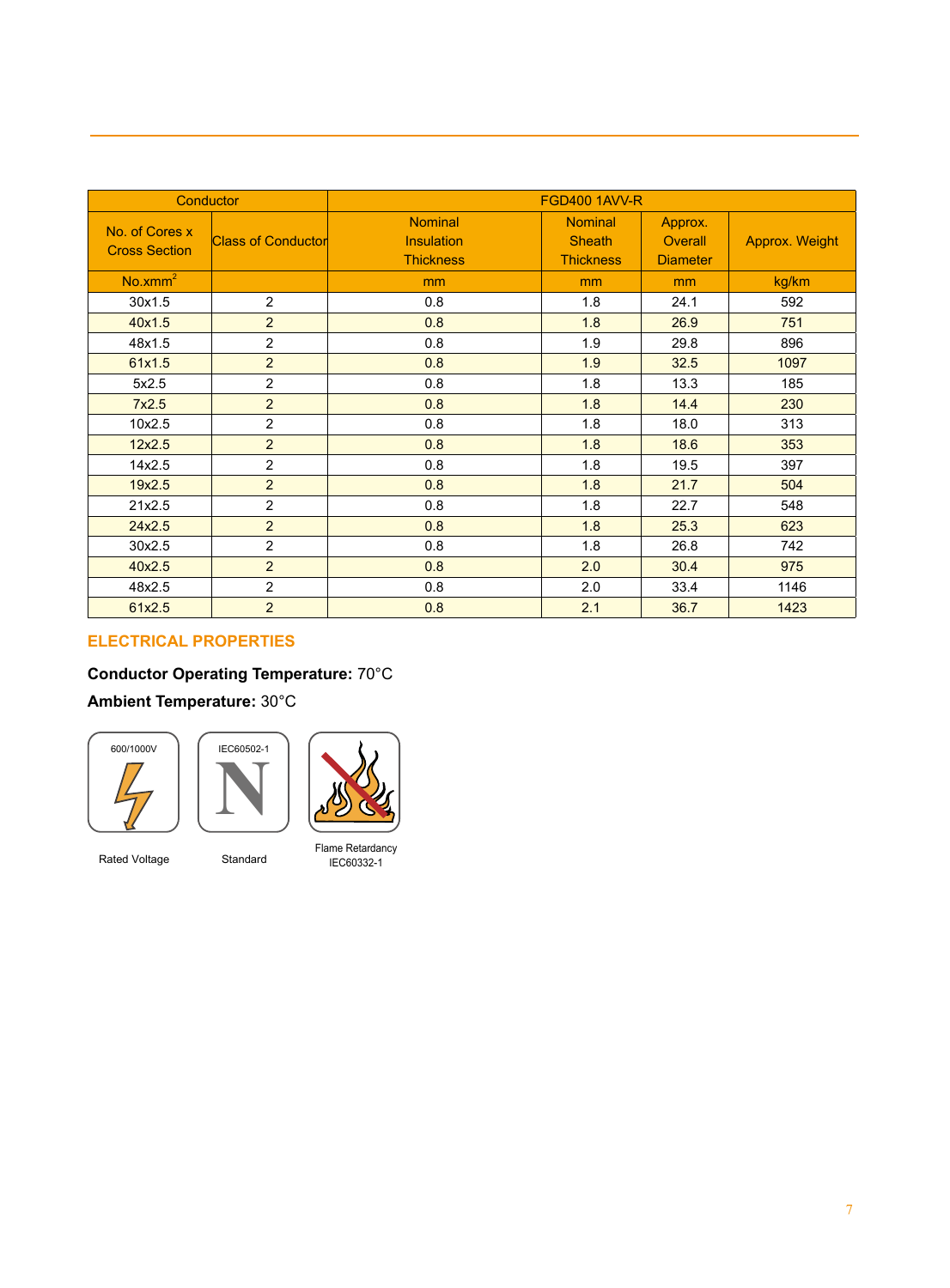| Conductor | | FGD400 1AVV-R | | | |
|---|---|---|---|---|---|
| No. of Cores x Cross Section | Class of Conductor | Nominal Insulation Thickness | Nominal Sheath Thickness | Approx. Overall Diameter | Approx. Weight |
| No.xmm$^2$ | | mm | mm | mm | kg/km |
| 30x1.5 | 2 | 0.8 | 1.8 | 24.1 | 592 |
| 40x1.5 | 2 | 0.8 | 1.8 | 26.9 | 751 |
| 48x1.5 | 2 | 0.8 | 1.9 | 29.8 | 896 |
| 61x1.5 | 2 | 0.8 | 1.9 | 32.5 | 1097 |
| 5x2.5 | 2 | 0.8 | 1.8 | 13.3 | 185 |
| 7x2.5 | 2 | 0.8 | 1.8 | 14.4 | 230 |
| 10x2.5 | 2 | 0.8 | 1.8 | 18.0 | 313 |
| 12x2.5 | 2 | 0.8 | 1.8 | 18.6 | 353 |
| 14x2.5 | 2 | 0.8 | 1.8 | 19.5 | 397 |
| 19x2.5 | 2 | 0.8 | 1.8 | 21.7 | 504 |
| 21x2.5 | 2 | 0.8 | 1.8 | 22.7 | 548 |
| 24x2.5 | 2 | 0.8 | 1.8 | 25.3 | 623 |
| 30x2.5 | 2 | 0.8 | 1.8 | 26.8 | 742 |
| 40x2.5 | 2 | 0.8 | 2.0 | 30.4 | 975 |
| 48x2.5 | 2 | 0.8 | 2.0 | 33.4 | 1146 |
| 61x2.5 | 2 | 0.8 | 2.1 | 36.7 | 1423 |

## ELECTRICAL PROPERTIES

**Conductor Operating Temperature:** 70°C

**Ambient Temperature:** 30°C

600/1000V

Rated Voltage

IEC60502-1

Standard

Flame Retardancy IEC60332-1